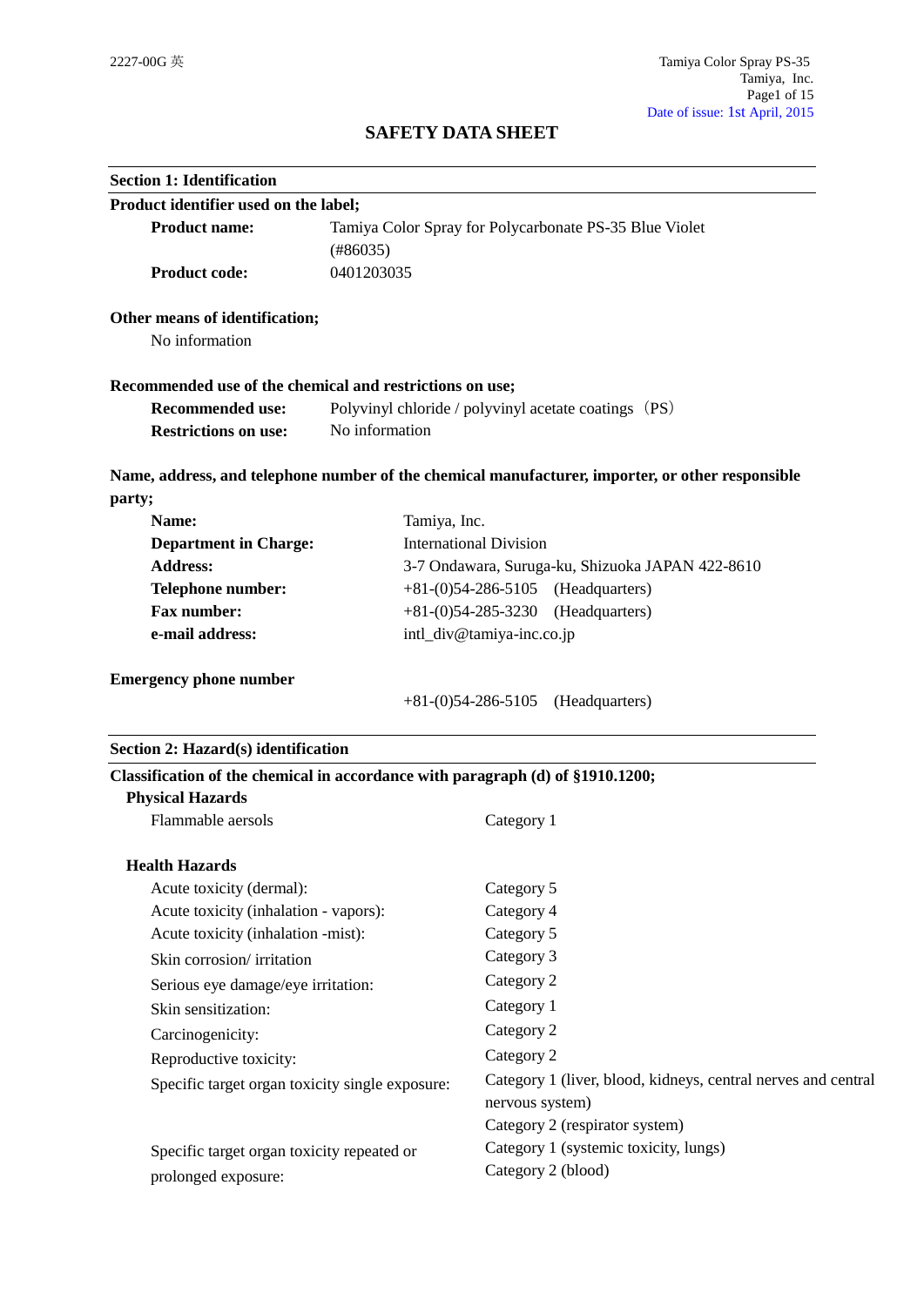# SAFETY DATA SHEET

## Section 1: Identification

**Product identifier used on the label;**

| | |
|---|---|
| **Product name:** | Tamiya Color Spray for Polycarbonate PS-35 Blue Violet (#86035) |
| **Product code:** | 0401203035 |

**Other means of identification;**

No information

**Recommended use of the chemical and restrictions on use;**

| | |
|---|---|
| **Recommended use:** | Polyvinyl chloride / polyvinyl acetate coatings（PS） |
| **Restrictions on use:** | No information |

**Name, address, and telephone number of the chemical manufacturer, importer, or other responsible party;**

| | |
|---|---|
| **Name:** | Tamiya, Inc. |
| **Department in Charge:** | International Division |
| **Address:** | 3-7 Ondawara, Suruga-ku, Shizuoka JAPAN 422-8610 |
| **Telephone number:** | +81-(0)54-286-5105 (Headquarters) |
| **Fax number:** | +81-(0)54-285-3230 (Headquarters) |
| **e-mail address:** | intl_div@tamiya-inc.co.jp |

**Emergency phone number**

+81-(0)54-286-5105 (Headquarters)

## Section 2: Hazard(s) identification

**Classification of the chemical in accordance with paragraph (d) of §1910.1200;**

**Physical Hazards**

| | |
|---|---|
| Flammable aersols | Category 1 |

**Health Hazards**

| | |
|---|---|
| Acute toxicity (dermal): | Category 5 |
| Acute toxicity (inhalation - vapors): | Category 4 |
| Acute toxicity (inhalation -mist): | Category 5 |
| Skin corrosion/ irritation | Category 3 |
| Serious eye damage/eye irritation: | Category 2 |
| Skin sensitization: | Category 1 |
| Carcinogenicity: | Category 2 |
| Reproductive toxicity: | Category 2 |
| Specific target organ toxicity single exposure: | Category 1 (liver, blood, kidneys, central nerves and central nervous system)<br>Category 2 (respirator system) |
| Specific target organ toxicity repeated or prolonged exposure: | Category 1 (systemic toxicity, lungs)<br>Category 2 (blood) |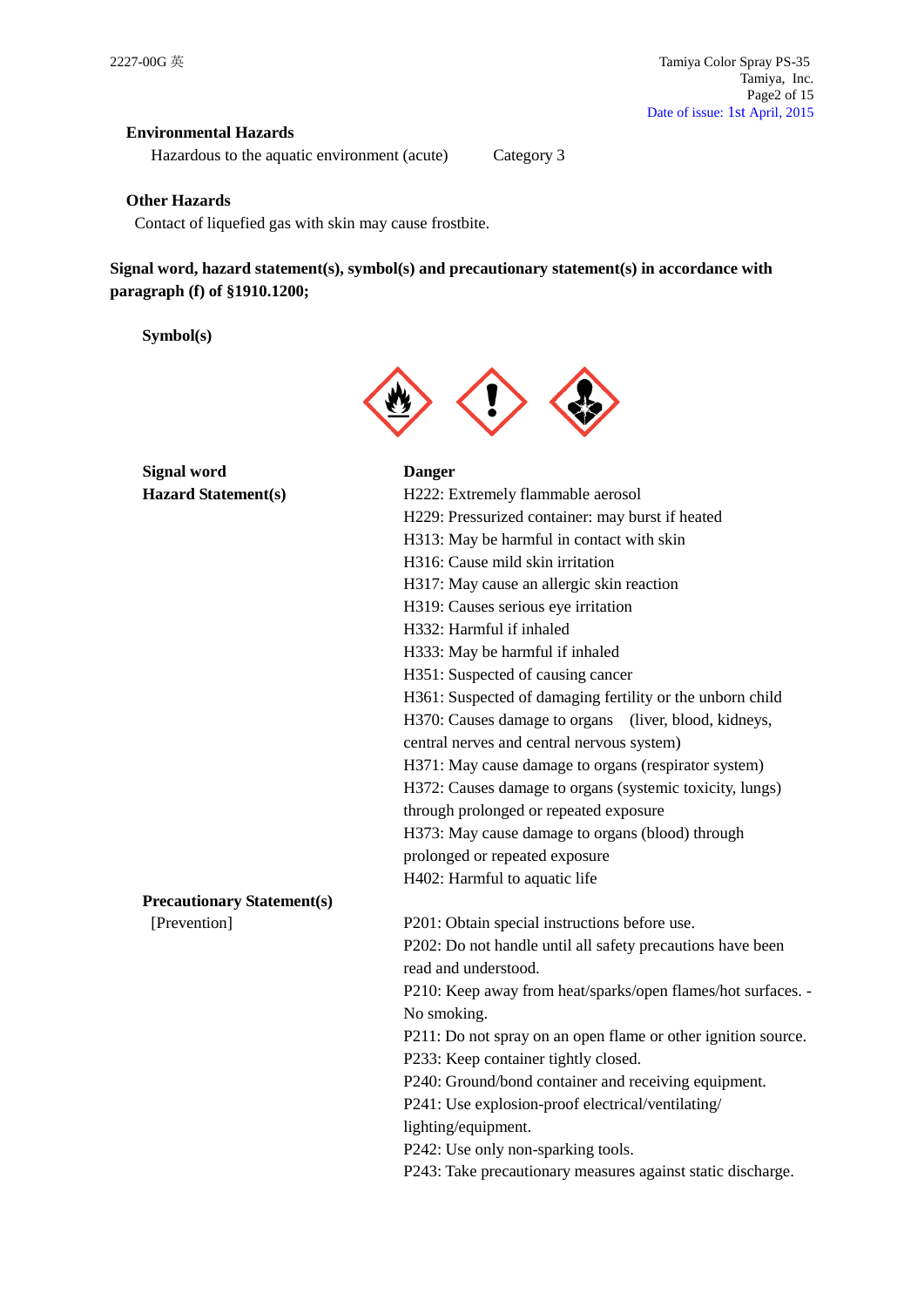**Environmental Hazards**

Hazardous to the aquatic environment (acute) Category 3

**Other Hazards**

Contact of liquefied gas with skin may cause frostbite.

**Signal word, hazard statement(s), symbol(s) and precautionary statement(s) in accordance with paragraph (f) of §1910.1200;**

**Symbol(s)**

**Signal word** **Danger**

**Hazard Statement(s)**

H222: Extremely flammable aerosol
H229: Pressurized container: may burst if heated
H313: May be harmful in contact with skin
H316: Cause mild skin irritation
H317: May cause an allergic skin reaction
H319: Causes serious eye irritation
H332: Harmful if inhaled
H333: May be harmful if inhaled
H351: Suspected of causing cancer
H361: Suspected of damaging fertility or the unborn child
H370: Causes damage to organs (liver, blood, kidneys, central nerves and central nervous system)
H371: May cause damage to organs (respirator system)
H372: Causes damage to organs (systemic toxicity, lungs) through prolonged or repeated exposure
H373: May cause damage to organs (blood) through prolonged or repeated exposure
H402: Harmful to aquatic life

**Precautionary Statement(s)**

[Prevention]

P201: Obtain special instructions before use.
P202: Do not handle until all safety precautions have been read and understood.
P210: Keep away from heat/sparks/open flames/hot surfaces. - No smoking.
P211: Do not spray on an open flame or other ignition source.
P233: Keep container tightly closed.
P240: Ground/bond container and receiving equipment.
P241: Use explosion-proof electrical/ventilating/ lighting/equipment.
P242: Use only non-sparking tools.
P243: Take precautionary measures against static discharge.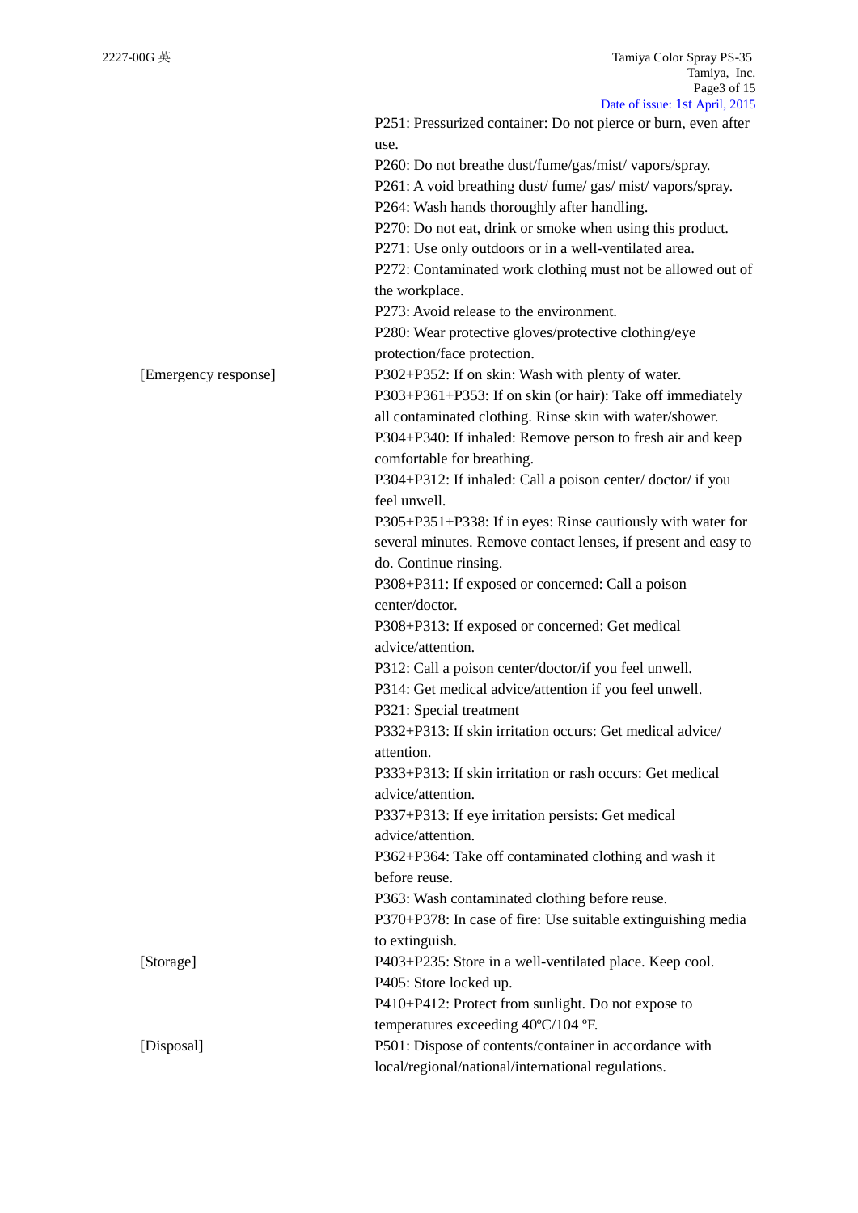P251: Pressurized container: Do not pierce or burn, even after use.
P260: Do not breathe dust/fume/gas/mist/ vapors/spray.
P261: A void breathing dust/ fume/ gas/ mist/ vapors/spray.
P264: Wash hands thoroughly after handling.
P270: Do not eat, drink or smoke when using this product.
P271: Use only outdoors or in a well-ventilated area.
P272: Contaminated work clothing must not be allowed out of the workplace.
P273: Avoid release to the environment.
P280: Wear protective gloves/protective clothing/eye protection/face protection.

[Emergency response]

P302+P352: If on skin: Wash with plenty of water.
P303+P361+P353: If on skin (or hair): Take off immediately all contaminated clothing. Rinse skin with water/shower.
P304+P340: If inhaled: Remove person to fresh air and keep comfortable for breathing.
P304+P312: If inhaled: Call a poison center/ doctor/ if you feel unwell.
P305+P351+P338: If in eyes: Rinse cautiously with water for several minutes. Remove contact lenses, if present and easy to do. Continue rinsing.
P308+P311: If exposed or concerned: Call a poison center/doctor.
P308+P313: If exposed or concerned: Get medical advice/attention.
P312: Call a poison center/doctor/if you feel unwell.
P314: Get medical advice/attention if you feel unwell.
P321: Special treatment
P332+P313: If skin irritation occurs: Get medical advice/ attention.
P333+P313: If skin irritation or rash occurs: Get medical advice/attention.
P337+P313: If eye irritation persists: Get medical advice/attention.
P362+P364: Take off contaminated clothing and wash it before reuse.
P363: Wash contaminated clothing before reuse.
P370+P378: In case of fire: Use suitable extinguishing media to extinguish.

[Storage]

P403+P235: Store in a well-ventilated place. Keep cool.
P405: Store locked up.
P410+P412: Protect from sunlight. Do not expose to temperatures exceeding 40ºC/104 ºF.

[Disposal]

P501: Dispose of contents/container in accordance with local/regional/national/international regulations.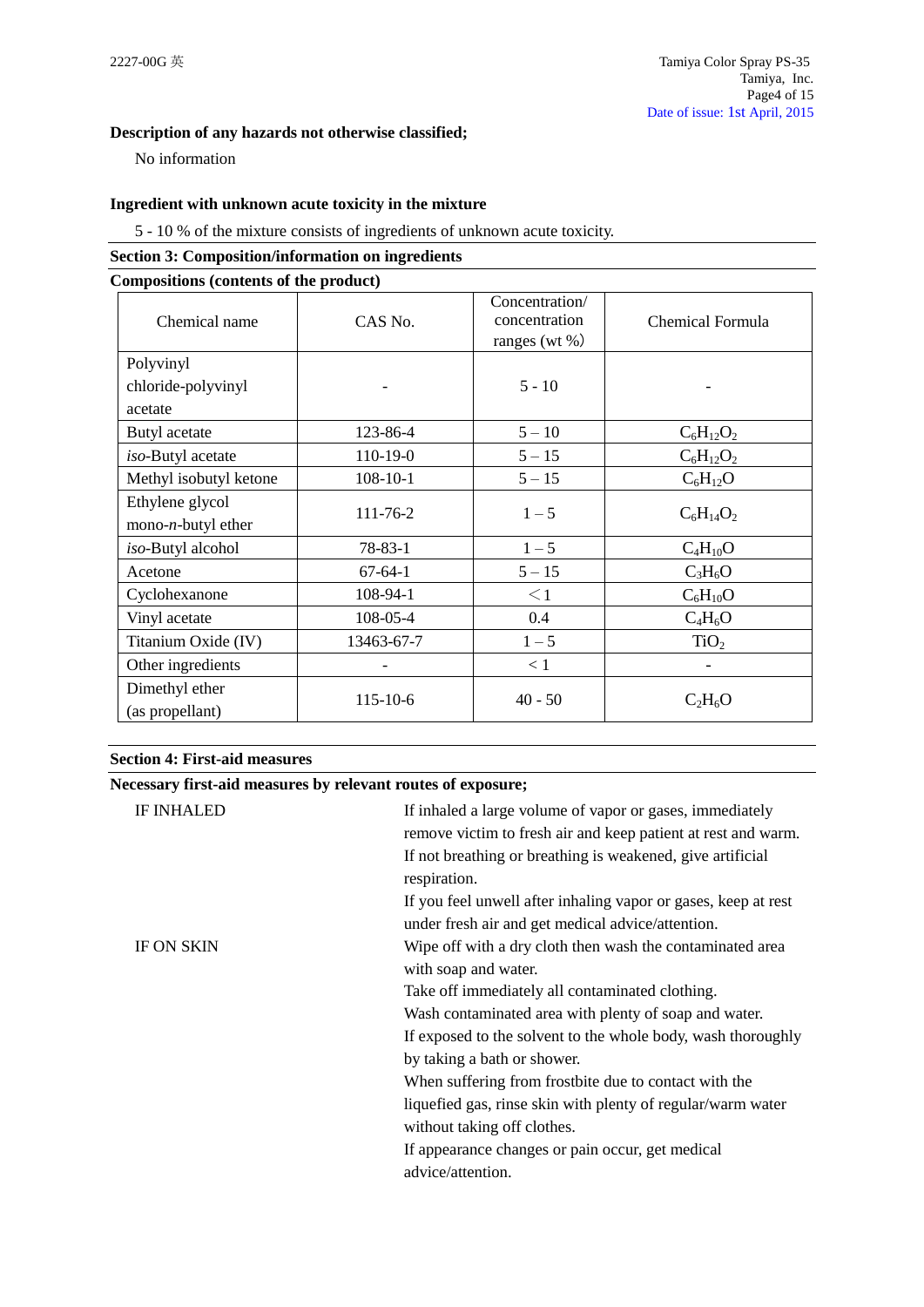**Description of any hazards not otherwise classified;**

No information

**Ingredient with unknown acute toxicity in the mixture**

5 - 10 % of the mixture consists of ingredients of unknown acute toxicity.

## Section 3: Composition/information on ingredients

**Compositions (contents of the product)**

| Chemical name | CAS No. | Concentration/ concentration ranges (wt %) | Chemical Formula |
|---|---|---|---|
| Polyvinyl chloride-polyvinyl acetate | - | 5 - 10 | - |
| Butyl acetate | 123-86-4 | 5 – 10 | $C_6H_{12}O_2$ |
| *iso*-Butyl acetate | 110-19-0 | 5 – 15 | $C_6H_{12}O_2$ |
| Methyl isobutyl ketone | 108-10-1 | 5 – 15 | $C_6H_{12}O$ |
| Ethylene glycol mono-*n*-butyl ether | 111-76-2 | 1 – 5 | $C_6H_{14}O_2$ |
| *iso*-Butyl alcohol | 78-83-1 | 1 – 5 | $C_4H_{10}O$ |
| Acetone | 67-64-1 | 5 – 15 | $C_3H_6O$ |
| Cyclohexanone | 108-94-1 | ＜1 | $C_6H_{10}O$ |
| Vinyl acetate | 108-05-4 | 0.4 | $C_4H_6O$ |
| Titanium Oxide (IV) | 13463-67-7 | 1 – 5 | $TiO_2$ |
| Other ingredients | - | < 1 | - |
| Dimethyl ether (as propellant) | 115-10-6 | 40 - 50 | $C_2H_6O$ |

## Section 4: First-aid measures

**Necessary first-aid measures by relevant routes of exposure;**

IF INHALED

If inhaled a large volume of vapor or gases, immediately remove victim to fresh air and keep patient at rest and warm.
If not breathing or breathing is weakened, give artificial respiration.
If you feel unwell after inhaling vapor or gases, keep at rest under fresh air and get medical advice/attention.

IF ON SKIN

Wipe off with a dry cloth then wash the contaminated area with soap and water.
Take off immediately all contaminated clothing.
Wash contaminated area with plenty of soap and water.
If exposed to the solvent to the whole body, wash thoroughly by taking a bath or shower.
When suffering from frostbite due to contact with the liquefied gas, rinse skin with plenty of regular/warm water without taking off clothes.
If appearance changes or pain occur, get medical advice/attention.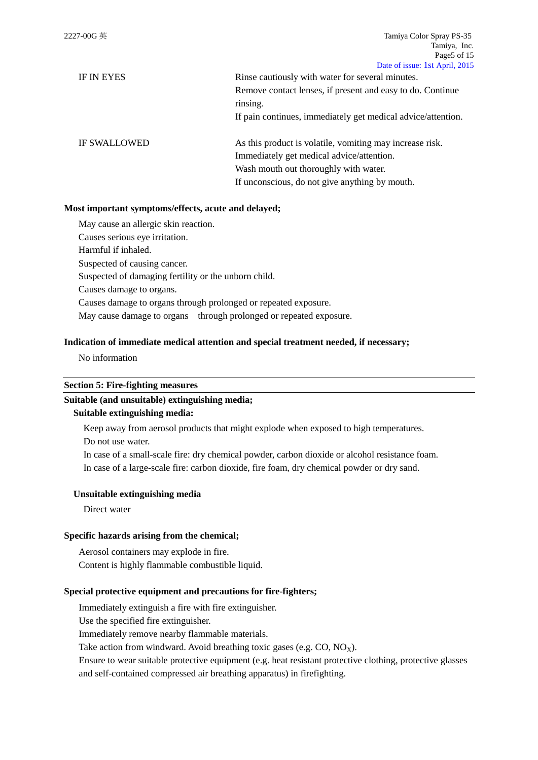| | |
|---|---|
| IF IN EYES | Rinse cautiously with water for several minutes.<br>Remove contact lenses, if present and easy to do. Continue rinsing.<br>If pain continues, immediately get medical advice/attention. |
| IF SWALLOWED | As this product is volatile, vomiting may increase risk.<br>Immediately get medical advice/attention.<br>Wash mouth out thoroughly with water.<br>If unconscious, do not give anything by mouth. |

**Most important symptoms/effects, acute and delayed;**

May cause an allergic skin reaction.
Causes serious eye irritation.
Harmful if inhaled.
Suspected of causing cancer.
Suspected of damaging fertility or the unborn child.
Causes damage to organs.
Causes damage to organs through prolonged or repeated exposure.
May cause damage to organs through prolonged or repeated exposure.

**Indication of immediate medical attention and special treatment needed, if necessary;**

No information

## Section 5: Fire-fighting measures

**Suitable (and unsuitable) extinguishing media;**

**Suitable extinguishing media:**

Keep away from aerosol products that might explode when exposed to high temperatures.
Do not use water.
In case of a small-scale fire: dry chemical powder, carbon dioxide or alcohol resistance foam.
In case of a large-scale fire: carbon dioxide, fire foam, dry chemical powder or dry sand.

**Unsuitable extinguishing media**

Direct water

**Specific hazards arising from the chemical;**

Aerosol containers may explode in fire.
Content is highly flammable combustible liquid.

**Special protective equipment and precautions for fire-fighters;**

Immediately extinguish a fire with fire extinguisher.
Use the specified fire extinguisher.
Immediately remove nearby flammable materials.
Take action from windward. Avoid breathing toxic gases (e.g. CO, $NO_X$).
Ensure to wear suitable protective equipment (e.g. heat resistant protective clothing, protective glasses and self-contained compressed air breathing apparatus) in firefighting.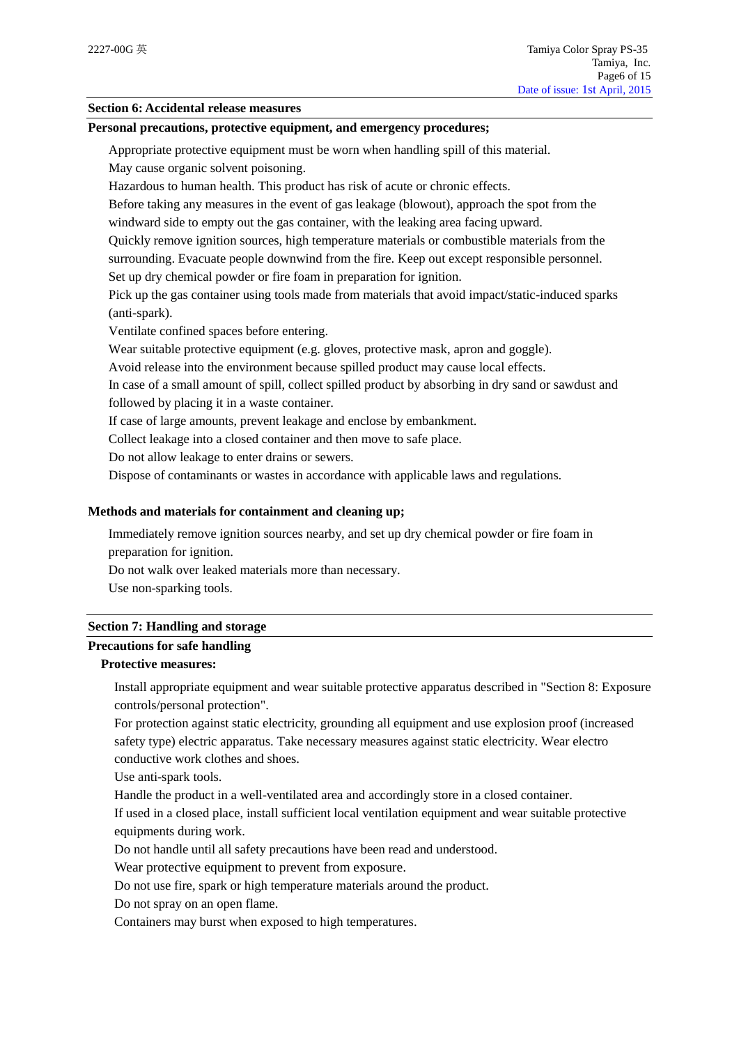## Section 6: Accidental release measures

**Personal precautions, protective equipment, and emergency procedures;**

Appropriate protective equipment must be worn when handling spill of this material.
May cause organic solvent poisoning.
Hazardous to human health. This product has risk of acute or chronic effects.
Before taking any measures in the event of gas leakage (blowout), approach the spot from the windward side to empty out the gas container, with the leaking area facing upward.
Quickly remove ignition sources, high temperature materials or combustible materials from the surrounding. Evacuate people downwind from the fire. Keep out except responsible personnel.
Set up dry chemical powder or fire foam in preparation for ignition.
Pick up the gas container using tools made from materials that avoid impact/static-induced sparks (anti-spark).
Ventilate confined spaces before entering.
Wear suitable protective equipment (e.g. gloves, protective mask, apron and goggle).
Avoid release into the environment because spilled product may cause local effects.
In case of a small amount of spill, collect spilled product by absorbing in dry sand or sawdust and followed by placing it in a waste container.
If case of large amounts, prevent leakage and enclose by embankment.
Collect leakage into a closed container and then move to safe place.
Do not allow leakage to enter drains or sewers.
Dispose of contaminants or wastes in accordance with applicable laws and regulations.

**Methods and materials for containment and cleaning up;**

Immediately remove ignition sources nearby, and set up dry chemical powder or fire foam in preparation for ignition.
Do not walk over leaked materials more than necessary.
Use non-sparking tools.

## Section 7: Handling and storage

**Precautions for safe handling**

**Protective measures:**

Install appropriate equipment and wear suitable protective apparatus described in "Section 8: Exposure controls/personal protection".
For protection against static electricity, grounding all equipment and use explosion proof (increased safety type) electric apparatus. Take necessary measures against static electricity. Wear electro conductive work clothes and shoes.
Use anti-spark tools.
Handle the product in a well-ventilated area and accordingly store in a closed container.
If used in a closed place, install sufficient local ventilation equipment and wear suitable protective equipments during work.
Do not handle until all safety precautions have been read and understood.
Wear protective equipment to prevent from exposure.
Do not use fire, spark or high temperature materials around the product.
Do not spray on an open flame.
Containers may burst when exposed to high temperatures.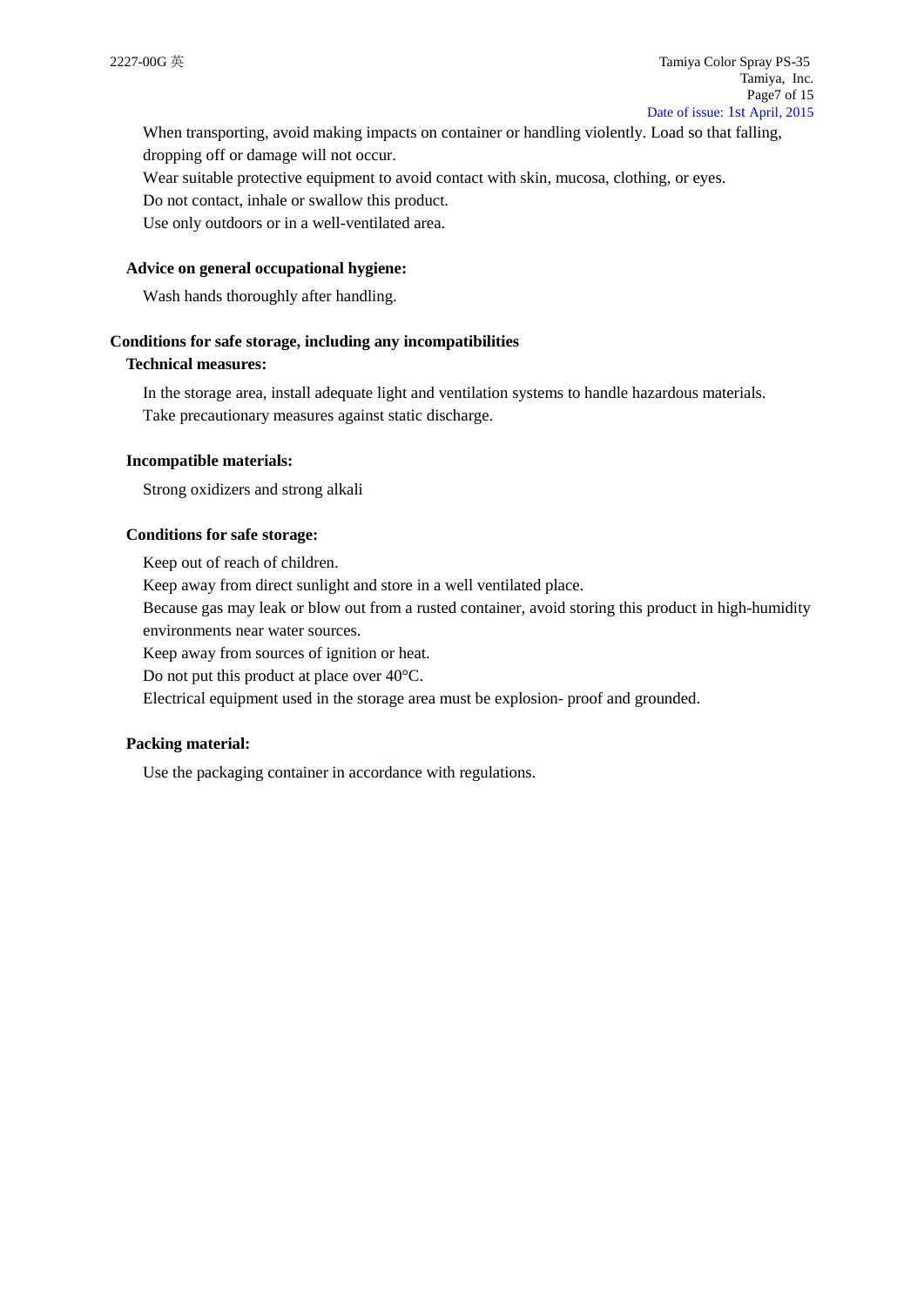When transporting, avoid making impacts on container or handling violently. Load so that falling, dropping off or damage will not occur.

Wear suitable protective equipment to avoid contact with skin, mucosa, clothing, or eyes.

Do not contact, inhale or swallow this product.

Use only outdoors or in a well-ventilated area.

**Advice on general occupational hygiene:**

Wash hands thoroughly after handling.

## Conditions for safe storage, including any incompatibilities

**Technical measures:**

In the storage area, install adequate light and ventilation systems to handle hazardous materials.

Take precautionary measures against static discharge.

**Incompatible materials:**

Strong oxidizers and strong alkali

**Conditions for safe storage:**

Keep out of reach of children.

Keep away from direct sunlight and store in a well ventilated place.

Because gas may leak or blow out from a rusted container, avoid storing this product in high-humidity environments near water sources.

Keep away from sources of ignition or heat.

Do not put this product at place over 40°C.

Electrical equipment used in the storage area must be explosion- proof and grounded.

**Packing material:**

Use the packaging container in accordance with regulations.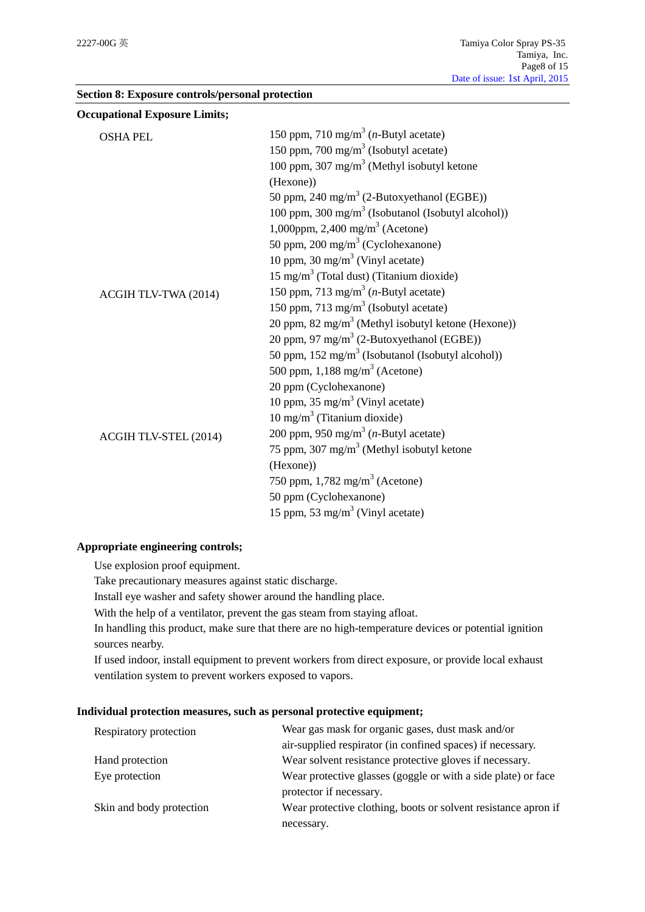## Section 8: Exposure controls/personal protection

**Occupational Exposure Limits;**

| | |
|---|---|
| OSHA PEL | 150 ppm, 710 mg/m$^3$ (*n*-Butyl acetate) |
| | 150 ppm, 700 mg/m$^3$ (Isobutyl acetate) |
| | 100 ppm, 307 mg/m$^3$ (Methyl isobutyl ketone (Hexone)) |
| | 50 ppm, 240 mg/m$^3$ (2-Butoxyethanol (EGBE)) |
| | 100 ppm, 300 mg/m$^3$ (Isobutanol (Isobutyl alcohol)) |
| | 1,000ppm, 2,400 mg/m$^3$ (Acetone) |
| | 50 ppm, 200 mg/m$^3$ (Cyclohexanone) |
| | 10 ppm, 30 mg/m$^3$ (Vinyl acetate) |
| | 15 mg/m$^3$ (Total dust) (Titanium dioxide) |
| ACGIH TLV-TWA (2014) | 150 ppm, 713 mg/m$^3$ (*n*-Butyl acetate) |
| | 150 ppm, 713 mg/m$^3$ (Isobutyl acetate) |
| | 20 ppm, 82 mg/m$^3$ (Methyl isobutyl ketone (Hexone)) |
| | 20 ppm, 97 mg/m$^3$ (2-Butoxyethanol (EGBE)) |
| | 50 ppm, 152 mg/m$^3$ (Isobutanol (Isobutyl alcohol)) |
| | 500 ppm, 1,188 mg/m$^3$ (Acetone) |
| | 20 ppm (Cyclohexanone) |
| | 10 ppm, 35 mg/m$^3$ (Vinyl acetate) |
| | 10 mg/m$^3$ (Titanium dioxide) |
| ACGIH TLV-STEL (2014) | 200 ppm, 950 mg/m$^3$ (*n*-Butyl acetate) |
| | 75 ppm, 307 mg/m$^3$ (Methyl isobutyl ketone (Hexone)) |
| | 750 ppm, 1,782 mg/m$^3$ (Acetone) |
| | 50 ppm (Cyclohexanone) |
| | 15 ppm, 53 mg/m$^3$ (Vinyl acetate) |

**Appropriate engineering controls;**

Use explosion proof equipment.
Take precautionary measures against static discharge.
Install eye washer and safety shower around the handling place.
With the help of a ventilator, prevent the gas steam from staying afloat.
In handling this product, make sure that there are no high-temperature devices or potential ignition sources nearby.
If used indoor, install equipment to prevent workers from direct exposure, or provide local exhaust ventilation system to prevent workers exposed to vapors.

**Individual protection measures, such as personal protective equipment;**

| | |
|---|---|
| Respiratory protection | Wear gas mask for organic gases, dust mask and/or air-supplied respirator (in confined spaces) if necessary. |
| Hand protection | Wear solvent resistance protective gloves if necessary. |
| Eye protection | Wear protective glasses (goggle or with a side plate) or face protector if necessary. |
| Skin and body protection | Wear protective clothing, boots or solvent resistance apron if necessary. |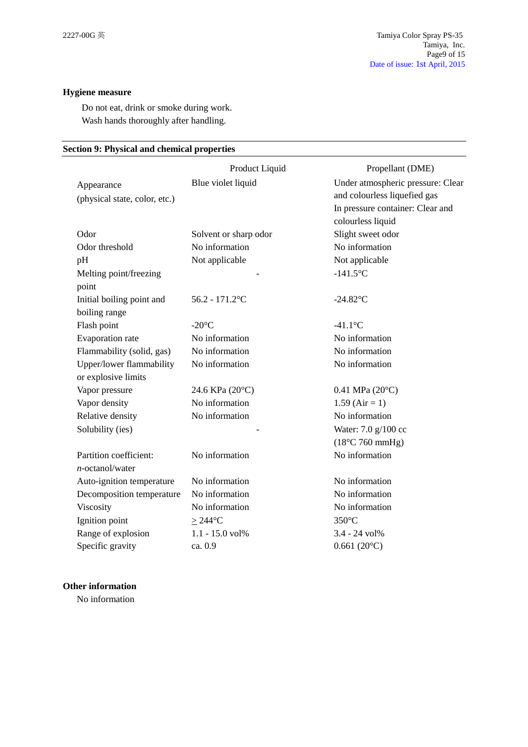### Hygiene measure

Do not eat, drink or smoke during work.
Wash hands thoroughly after handling.

## Section 9: Physical and chemical properties

| | Product Liquid | Propellant (DME) |
|---|---|---|
| Appearance (physical state, color, etc.) | Blue violet liquid | Under atmospheric pressure: Clear and colourless liquefied gas<br>In pressure container: Clear and colourless liquid |
| Odor | Solvent or sharp odor | Slight sweet odor |
| Odor threshold | No information | No information |
| pH | Not applicable | Not applicable |
| Melting point/freezing point | - | -141.5°C |
| Initial boiling point and boiling range | 56.2 - 171.2°C | -24.82°C |
| Flash point | -20°C | -41.1°C |
| Evaporation rate | No information | No information |
| Flammability (solid, gas) | No information | No information |
| Upper/lower flammability or explosive limits | No information | No information |
| Vapor pressure | 24.6 KPa (20°C) | 0.41 MPa (20°C) |
| Vapor density | No information | 1.59 (Air = 1) |
| Relative density | No information | No information |
| Solubility (ies) | - | Water: 7.0 g/100 cc (18°C 760 mmHg) |
| Partition coefficient: *n*-octanol/water | No information | No information |
| Auto-ignition temperature | No information | No information |
| Decomposition temperature | No information | No information |
| Viscosity | No information | No information |
| Ignition point | ≥ 244°C | 350°C |
| Range of explosion | 1.1 - 15.0 vol% | 3.4 - 24 vol% |
| Specific gravity | ca. 0.9 | 0.661 (20°C) |

### Other information

No information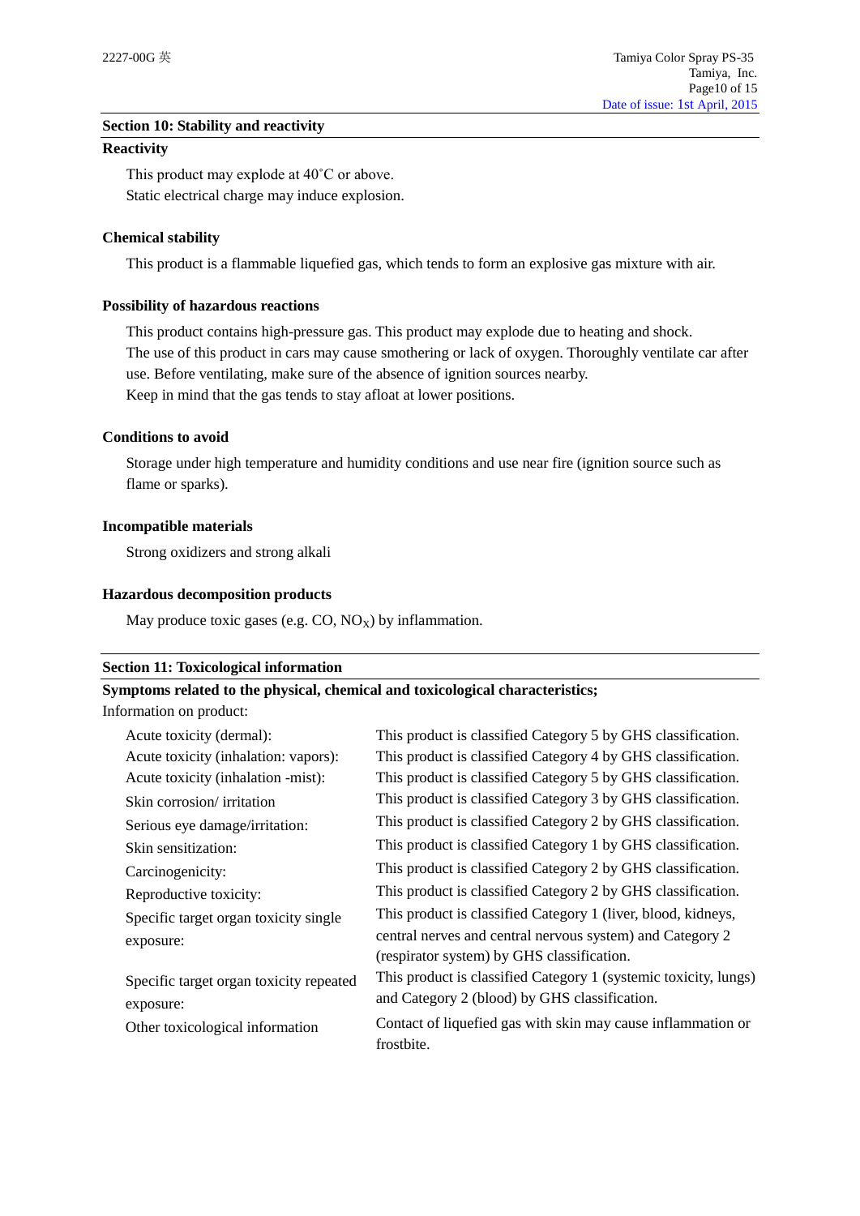## Section 10: Stability and reactivity

### Reactivity

This product may explode at 40˚C or above.
Static electrical charge may induce explosion.

### Chemical stability

This product is a flammable liquefied gas, which tends to form an explosive gas mixture with air.

### Possibility of hazardous reactions

This product contains high-pressure gas. This product may explode due to heating and shock.
The use of this product in cars may cause smothering or lack of oxygen. Thoroughly ventilate car after use. Before ventilating, make sure of the absence of ignition sources nearby.
Keep in mind that the gas tends to stay afloat at lower positions.

### Conditions to avoid

Storage under high temperature and humidity conditions and use near fire (ignition source such as flame or sparks).

### Incompatible materials

Strong oxidizers and strong alkali

### Hazardous decomposition products

May produce toxic gases (e.g. CO, $NO_X$) by inflammation.

## Section 11: Toxicological information

### Symptoms related to the physical, chemical and toxicological characteristics;

Information on product:

| | |
|---|---|
| Acute toxicity (dermal): | This product is classified Category 5 by GHS classification. |
| Acute toxicity (inhalation: vapors): | This product is classified Category 4 by GHS classification. |
| Acute toxicity (inhalation -mist): | This product is classified Category 5 by GHS classification. |
| Skin corrosion/ irritation | This product is classified Category 3 by GHS classification. |
| Serious eye damage/irritation: | This product is classified Category 2 by GHS classification. |
| Skin sensitization: | This product is classified Category 1 by GHS classification. |
| Carcinogenicity: | This product is classified Category 2 by GHS classification. |
| Reproductive toxicity: | This product is classified Category 2 by GHS classification. |
| Specific target organ toxicity single exposure: | This product is classified Category 1 (liver, blood, kidneys, central nerves and central nervous system) and Category 2 (respirator system) by GHS classification. |
| Specific target organ toxicity repeated exposure: | This product is classified Category 1 (systemic toxicity, lungs) and Category 2 (blood) by GHS classification. |
| Other toxicological information | Contact of liquefied gas with skin may cause inflammation or frostbite. |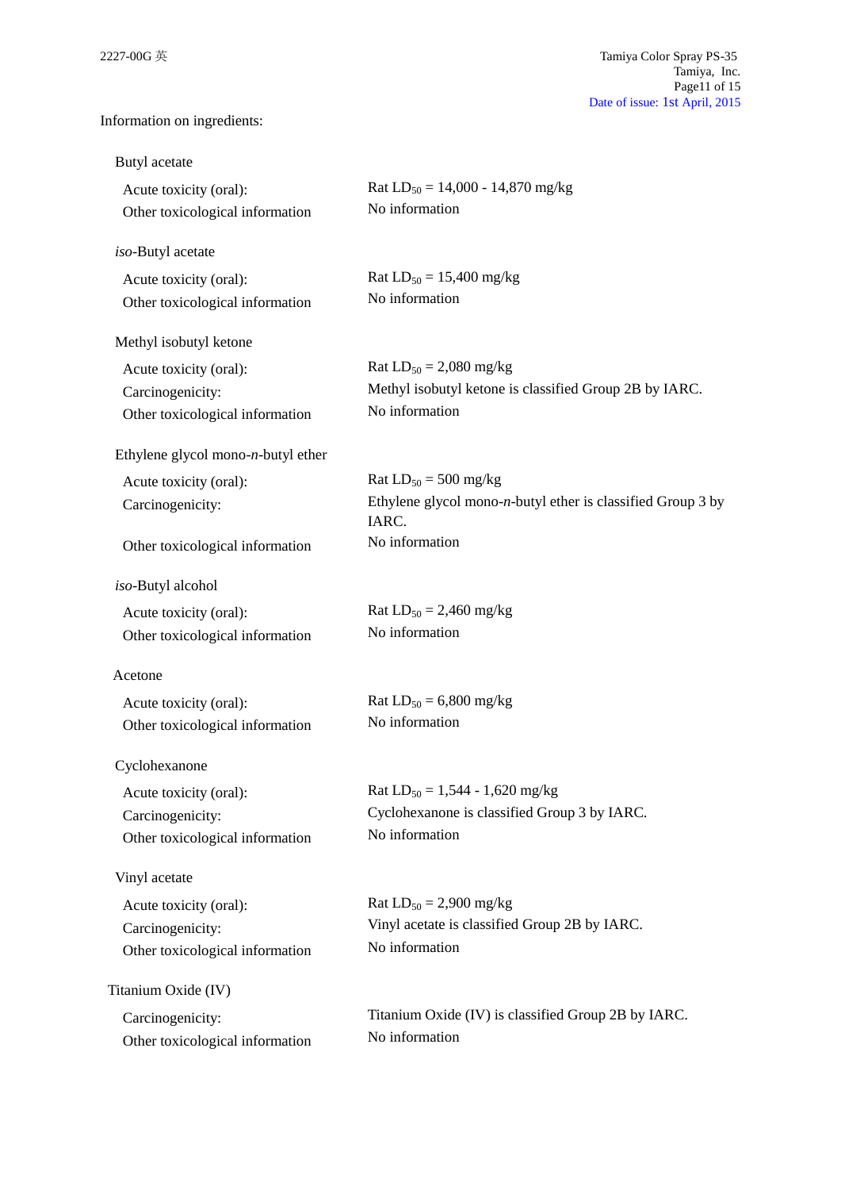Information on ingredients:

Butyl acetate

| | |
|---|---|
| Acute toxicity (oral): | Rat $LD_{50}$ = 14,000 - 14,870 mg/kg |
| Other toxicological information | No information |

*iso*-Butyl acetate

| | |
|---|---|
| Acute toxicity (oral): | Rat $LD_{50}$ = 15,400 mg/kg |
| Other toxicological information | No information |

Methyl isobutyl ketone

| | |
|---|---|
| Acute toxicity (oral): | Rat $LD_{50}$ = 2,080 mg/kg |
| Carcinogenicity: | Methyl isobutyl ketone is classified Group 2B by IARC. |
| Other toxicological information | No information |

Ethylene glycol mono-*n*-butyl ether

| | |
|---|---|
| Acute toxicity (oral): | Rat $LD_{50}$ = 500 mg/kg |
| Carcinogenicity: | Ethylene glycol mono-*n*-butyl ether is classified Group 3 by IARC. |
| Other toxicological information | No information |

*iso*-Butyl alcohol

| | |
|---|---|
| Acute toxicity (oral): | Rat $LD_{50}$ = 2,460 mg/kg |
| Other toxicological information | No information |

Acetone

| | |
|---|---|
| Acute toxicity (oral): | Rat $LD_{50}$ = 6,800 mg/kg |
| Other toxicological information | No information |

Cyclohexanone

| | |
|---|---|
| Acute toxicity (oral): | Rat $LD_{50}$ = 1,544 - 1,620 mg/kg |
| Carcinogenicity: | Cyclohexanone is classified Group 3 by IARC. |
| Other toxicological information | No information |

Vinyl acetate

| | |
|---|---|
| Acute toxicity (oral): | Rat $LD_{50}$ = 2,900 mg/kg |
| Carcinogenicity: | Vinyl acetate is classified Group 2B by IARC. |
| Other toxicological information | No information |

Titanium Oxide (IV)

| | |
|---|---|
| Carcinogenicity: | Titanium Oxide (IV) is classified Group 2B by IARC. |
| Other toxicological information | No information |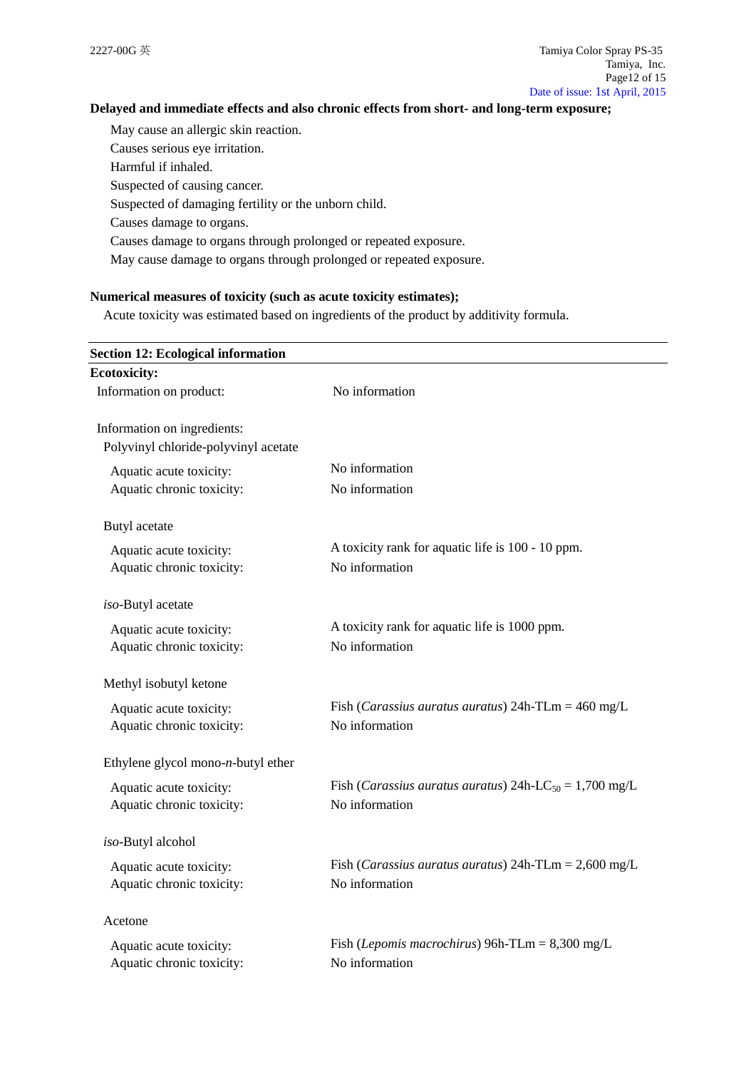**Delayed and immediate effects and also chronic effects from short- and long-term exposure;**

May cause an allergic skin reaction.
Causes serious eye irritation.
Harmful if inhaled.
Suspected of causing cancer.
Suspected of damaging fertility or the unborn child.
Causes damage to organs.
Causes damage to organs through prolonged or repeated exposure.
May cause damage to organs through prolonged or repeated exposure.

**Numerical measures of toxicity (such as acute toxicity estimates);**

Acute toxicity was estimated based on ingredients of the product by additivity formula.

## Section 12: Ecological information

**Ecotoxicity:**

Information on product: No information

Information on ingredients:

Polyvinyl chloride-polyvinyl acetate

| | |
|---|---|
| Aquatic acute toxicity: | No information |
| Aquatic chronic toxicity: | No information |

Butyl acetate

| | |
|---|---|
| Aquatic acute toxicity: | A toxicity rank for aquatic life is 100 - 10 ppm. |
| Aquatic chronic toxicity: | No information |

*iso*-Butyl acetate

| | |
|---|---|
| Aquatic acute toxicity: | A toxicity rank for aquatic life is 1000 ppm. |
| Aquatic chronic toxicity: | No information |

Methyl isobutyl ketone

| | |
|---|---|
| Aquatic acute toxicity: | Fish (*Carassius auratus auratus*) 24h-TLm = 460 mg/L |
| Aquatic chronic toxicity: | No information |

Ethylene glycol mono-*n*-butyl ether

| | |
|---|---|
| Aquatic acute toxicity: | Fish (*Carassius auratus auratus*) 24h-$LC_{50}$ = 1,700 mg/L |
| Aquatic chronic toxicity: | No information |

*iso*-Butyl alcohol

| | |
|---|---|
| Aquatic acute toxicity: | Fish (*Carassius auratus auratus*) 24h-TLm = 2,600 mg/L |
| Aquatic chronic toxicity: | No information |

Acetone

| | |
|---|---|
| Aquatic acute toxicity: | Fish (*Lepomis macrochirus*) 96h-TLm = 8,300 mg/L |
| Aquatic chronic toxicity: | No information |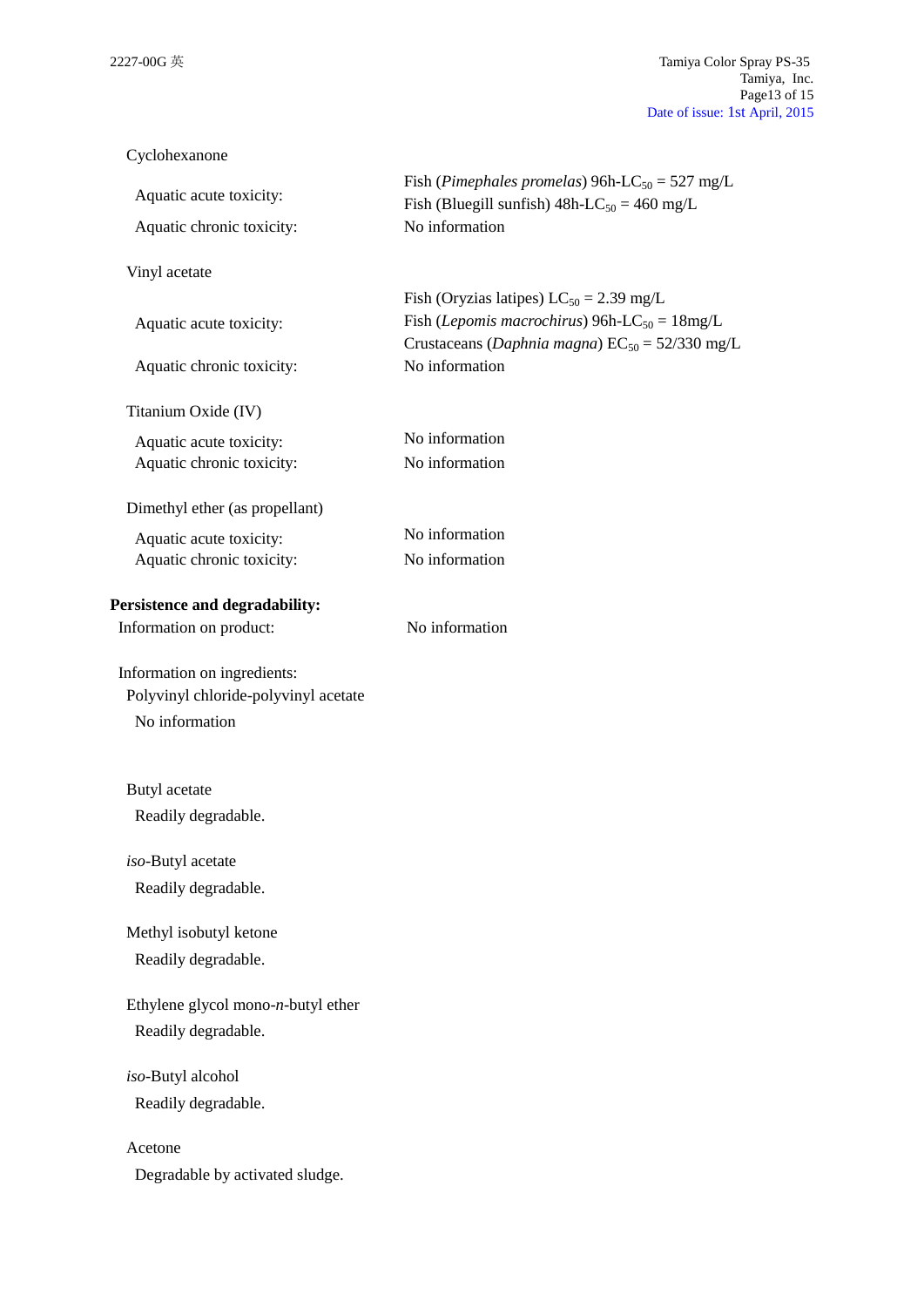Cyclohexanone

| | |
|---|---|
| Aquatic acute toxicity: | Fish (*Pimephales promelas*) 96h-$LC_{50}$ = 527 mg/L<br>Fish (Bluegill sunfish) 48h-$LC_{50}$ = 460 mg/L |
| Aquatic chronic toxicity: | No information |

Vinyl acetate

| | |
|---|---|
| Aquatic acute toxicity: | Fish (Oryzias latipes) $LC_{50}$ = 2.39 mg/L<br>Fish (*Lepomis macrochirus*) 96h-$LC_{50}$ = 18mg/L<br>Crustaceans (*Daphnia magna*) $EC_{50}$ = 52/330 mg/L |
| Aquatic chronic toxicity: | No information |

Titanium Oxide (IV)

| | |
|---|---|
| Aquatic acute toxicity: | No information |
| Aquatic chronic toxicity: | No information |

Dimethyl ether (as propellant)

| | |
|---|---|
| Aquatic acute toxicity: | No information |
| Aquatic chronic toxicity: | No information |

**Persistence and degradability:**

Information on product: No information

Information on ingredients:

Polyvinyl chloride-polyvinyl acetate

No information

Butyl acetate

Readily degradable.

*iso*-Butyl acetate

Readily degradable.

Methyl isobutyl ketone

Readily degradable.

Ethylene glycol mono-*n*-butyl ether

Readily degradable.

*iso*-Butyl alcohol

Readily degradable.

Acetone

Degradable by activated sludge.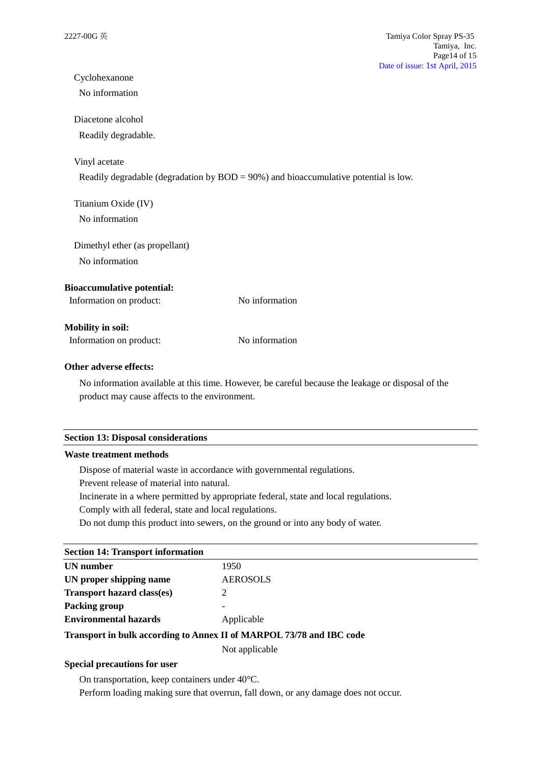Cyclohexanone

No information

Diacetone alcohol

Readily degradable.

Vinyl acetate

Readily degradable (degradation by BOD = 90%) and bioaccumulative potential is low.

Titanium Oxide (IV)

No information

Dimethyl ether (as propellant)

No information

**Bioaccumulative potential:**

Information on product: No information

**Mobility in soil:**

Information on product: No information

**Other adverse effects:**

No information available at this time. However, be careful because the leakage or disposal of the product may cause affects to the environment.

## Section 13: Disposal considerations

**Waste treatment methods**

Dispose of material waste in accordance with governmental regulations.
Prevent release of material into natural.
Incinerate in a where permitted by appropriate federal, state and local regulations.
Comply with all federal, state and local regulations.
Do not dump this product into sewers, on the ground or into any body of water.

## Section 14: Transport information

| | |
|---|---|
| **UN number** | 1950 |
| **UN proper shipping name** | AEROSOLS |
| **Transport hazard class(es)** | 2 |
| **Packing group** | - |
| **Environmental hazards** | Applicable |

**Transport in bulk according to Annex II of MARPOL 73/78 and IBC code**

Not applicable

**Special precautions for user**

On transportation, keep containers under 40°C.
Perform loading making sure that overrun, fall down, or any damage does not occur.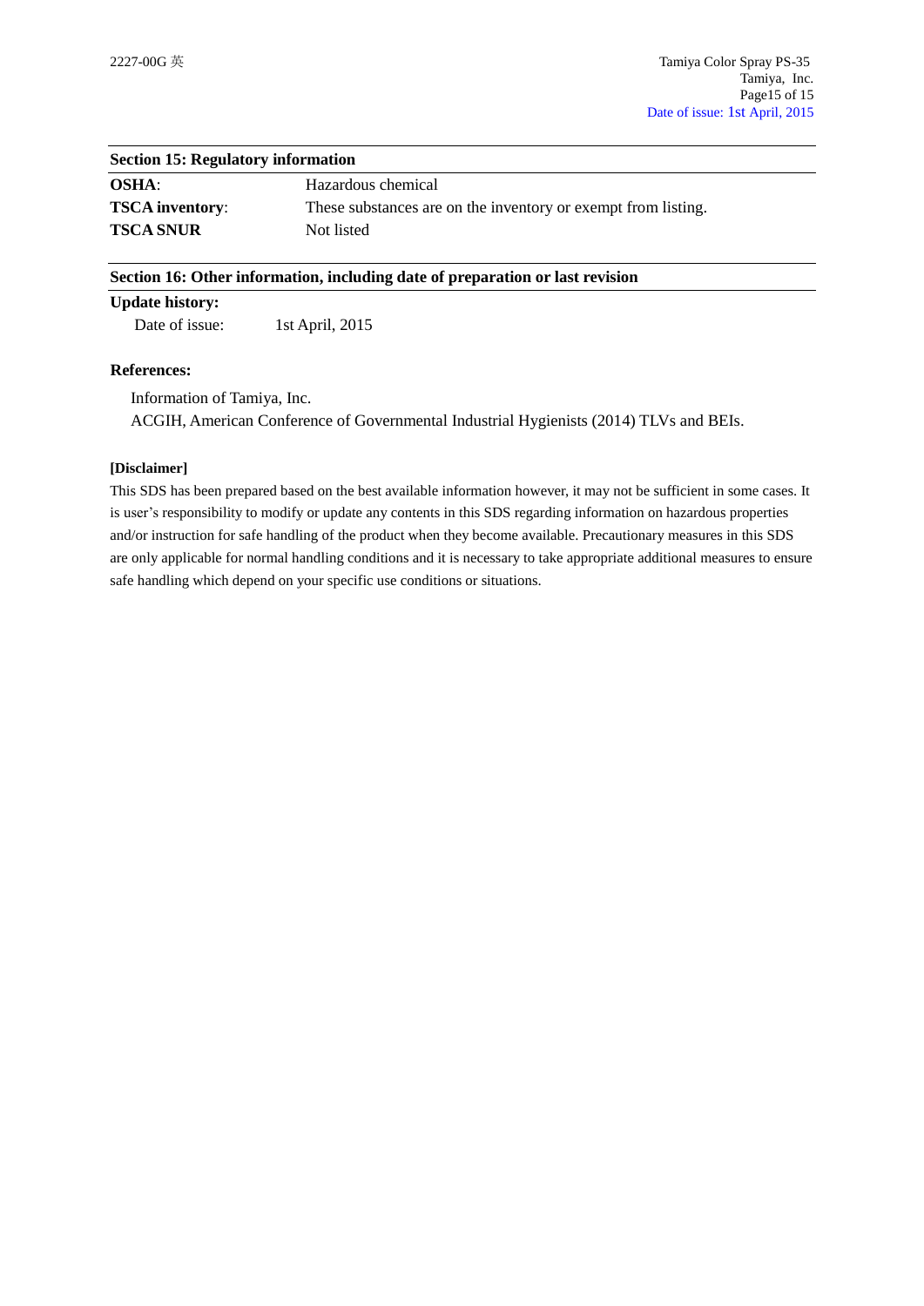## Section 15: Regulatory information

| | |
|---|---|
| **OSHA**: | Hazardous chemical |
| **TSCA inventory**: | These substances are on the inventory or exempt from listing. |
| **TSCA SNUR** | Not listed |

## Section 16: Other information, including date of preparation or last revision

**Update history:**

Date of issue: 1st April, 2015

**References:**

Information of Tamiya, Inc.

ACGIH, American Conference of Governmental Industrial Hygienists (2014) TLVs and BEIs.

**[Disclaimer]**

This SDS has been prepared based on the best available information however, it may not be sufficient in some cases. It is user's responsibility to modify or update any contents in this SDS regarding information on hazardous properties and/or instruction for safe handling of the product when they become available. Precautionary measures in this SDS are only applicable for normal handling conditions and it is necessary to take appropriate additional measures to ensure safe handling which depend on your specific use conditions or situations.